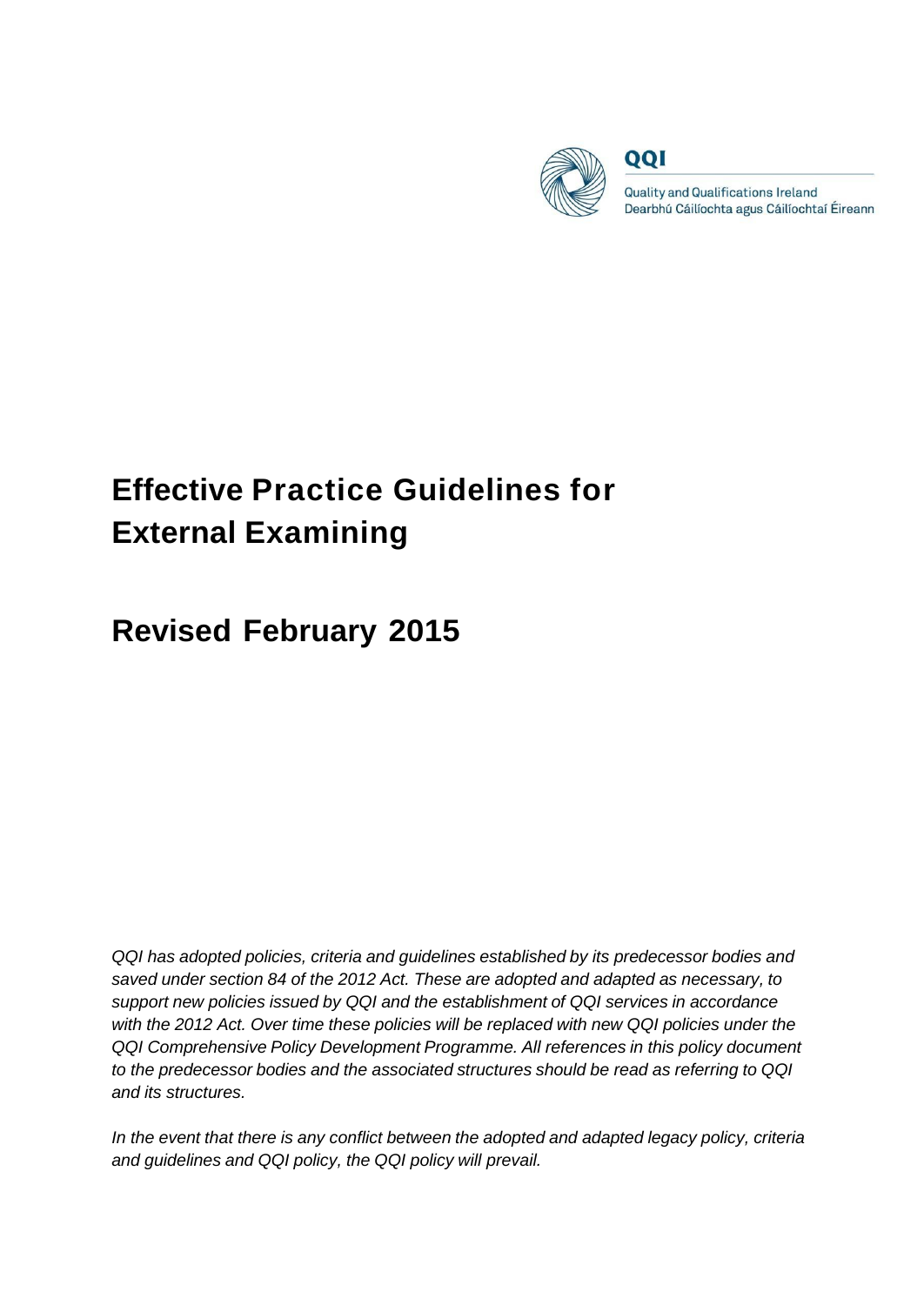QQI

Quality and Qualifications Ireland
Dearbhú Cáilíochta agus Cáilíochtaí Éireann

# Effective Practice Guidelines for External Examining

## Revised February 2015

*QQI has adopted policies, criteria and guidelines established by its predecessor bodies and saved under section 84 of the 2012 Act. These are adopted and adapted as necessary, to support new policies issued by QQI and the establishment of QQI services in accordance with the 2012 Act. Over time these policies will be replaced with new QQI policies under the QQI Comprehensive Policy Development Programme. All references in this policy document to the predecessor bodies and the associated structures should be read as referring to QQI and its structures.*

*In the event that there is any conflict between the adopted and adapted legacy policy, criteria and guidelines and QQI policy, the QQI policy will prevail.*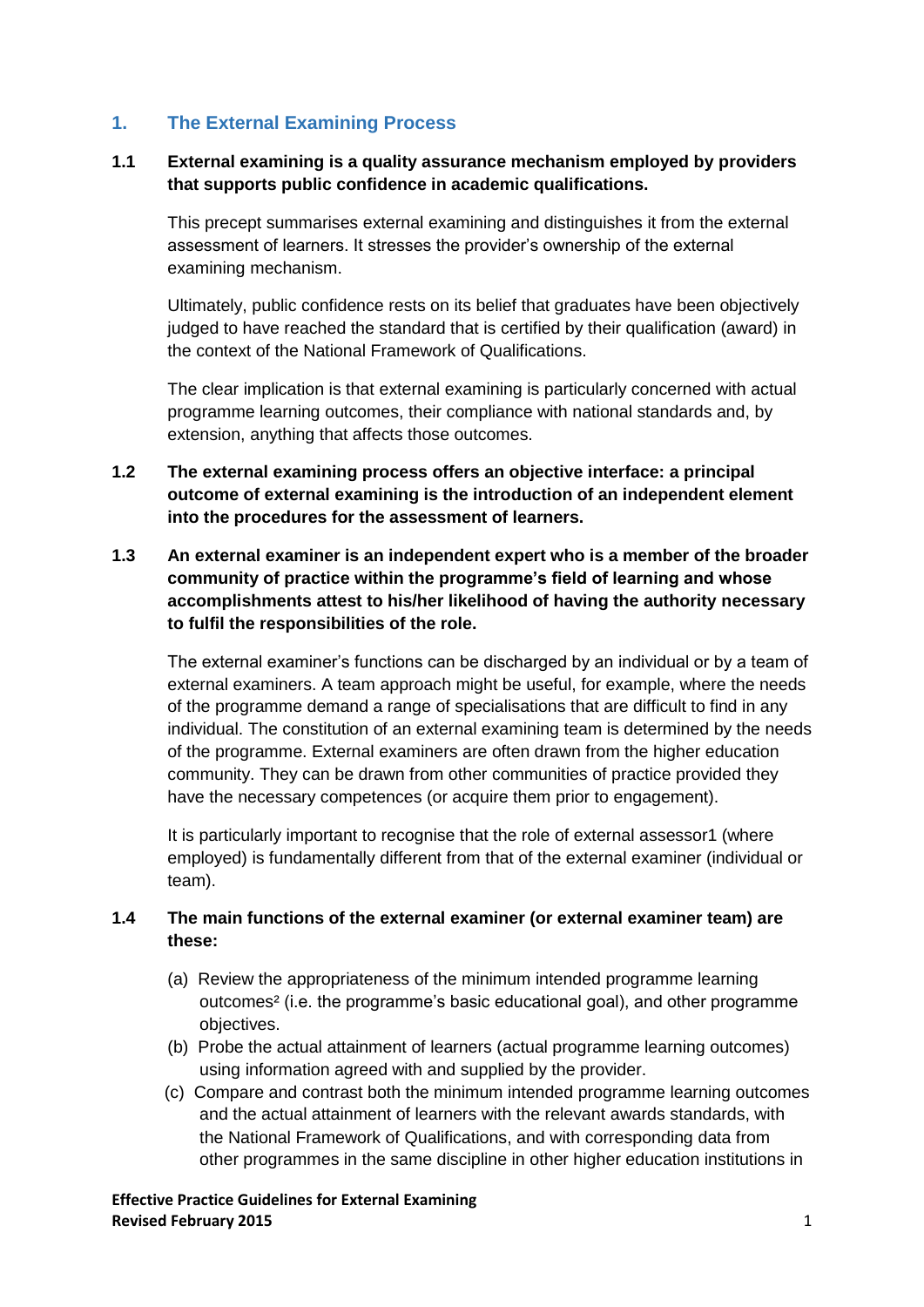## 1. The External Examining Process

**1.1 External examining is a quality assurance mechanism employed by providers that supports public confidence in academic qualifications.**

This precept summarises external examining and distinguishes it from the external assessment of learners. It stresses the provider's ownership of the external examining mechanism.

Ultimately, public confidence rests on its belief that graduates have been objectively judged to have reached the standard that is certified by their qualification (award) in the context of the National Framework of Qualifications.

The clear implication is that external examining is particularly concerned with actual programme learning outcomes, their compliance with national standards and, by extension, anything that affects those outcomes.

**1.2 The external examining process offers an objective interface: a principal outcome of external examining is the introduction of an independent element into the procedures for the assessment of learners.**

**1.3 An external examiner is an independent expert who is a member of the broader community of practice within the programme's field of learning and whose accomplishments attest to his/her likelihood of having the authority necessary to fulfil the responsibilities of the role.**

The external examiner's functions can be discharged by an individual or by a team of external examiners. A team approach might be useful, for example, where the needs of the programme demand a range of specialisations that are difficult to find in any individual. The constitution of an external examining team is determined by the needs of the programme. External examiners are often drawn from the higher education community. They can be drawn from other communities of practice provided they have the necessary competences (or acquire them prior to engagement).

It is particularly important to recognise that the role of external assessor[1] (where employed) is fundamentally different from that of the external examiner (individual or team).

**1.4 The main functions of the external examiner (or external examiner team) are these:**

(a) Review the appropriateness of the minimum intended programme learning outcomes[2] (i.e. the programme's basic educational goal), and other programme objectives.

(b) Probe the actual attainment of learners (actual programme learning outcomes) using information agreed with and supplied by the provider.

(c) Compare and contrast both the minimum intended programme learning outcomes and the actual attainment of learners with the relevant awards standards, with the National Framework of Qualifications, and with corresponding data from other programmes in the same discipline in other higher education institutions in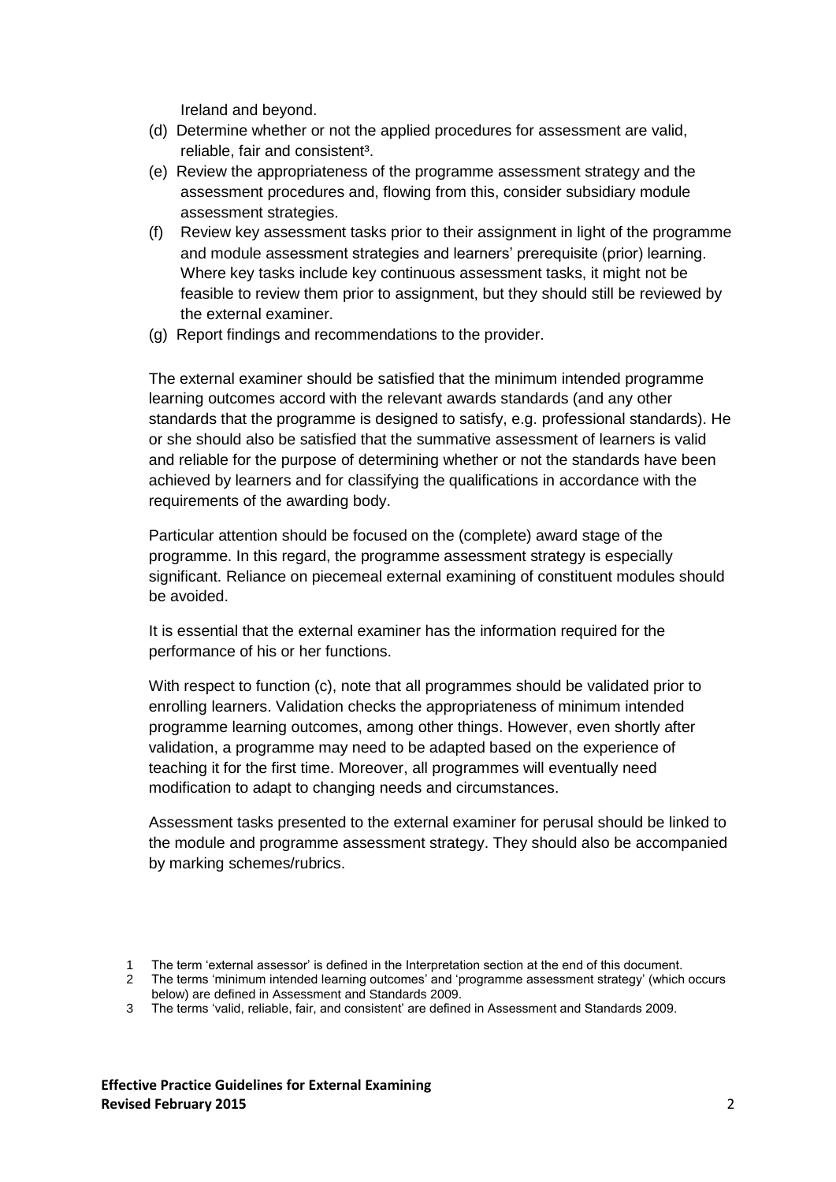Ireland and beyond.

(d) Determine whether or not the applied procedures for assessment are valid, reliable, fair and consistent[3].

(e) Review the appropriateness of the programme assessment strategy and the assessment procedures and, flowing from this, consider subsidiary module assessment strategies.

(f) Review key assessment tasks prior to their assignment in light of the programme and module assessment strategies and learners' prerequisite (prior) learning. Where key tasks include key continuous assessment tasks, it might not be feasible to review them prior to assignment, but they should still be reviewed by the external examiner.

(g) Report findings and recommendations to the provider.

The external examiner should be satisfied that the minimum intended programme learning outcomes accord with the relevant awards standards (and any other standards that the programme is designed to satisfy, e.g. professional standards). He or she should also be satisfied that the summative assessment of learners is valid and reliable for the purpose of determining whether or not the standards have been achieved by learners and for classifying the qualifications in accordance with the requirements of the awarding body.

Particular attention should be focused on the (complete) award stage of the programme. In this regard, the programme assessment strategy is especially significant. Reliance on piecemeal external examining of constituent modules should be avoided.

It is essential that the external examiner has the information required for the performance of his or her functions.

With respect to function (c), note that all programmes should be validated prior to enrolling learners. Validation checks the appropriateness of minimum intended programme learning outcomes, among other things. However, even shortly after validation, a programme may need to be adapted based on the experience of teaching it for the first time. Moreover, all programmes will eventually need modification to adapt to changing needs and circumstances.

Assessment tasks presented to the external examiner for perusal should be linked to the module and programme assessment strategy. They should also be accompanied by marking schemes/rubrics.

1 The term 'external assessor' is defined in the Interpretation section at the end of this document.

2 The terms 'minimum intended learning outcomes' and 'programme assessment strategy' (which occurs below) are defined in Assessment and Standards 2009.

3 The terms 'valid, reliable, fair, and consistent' are defined in Assessment and Standards 2009.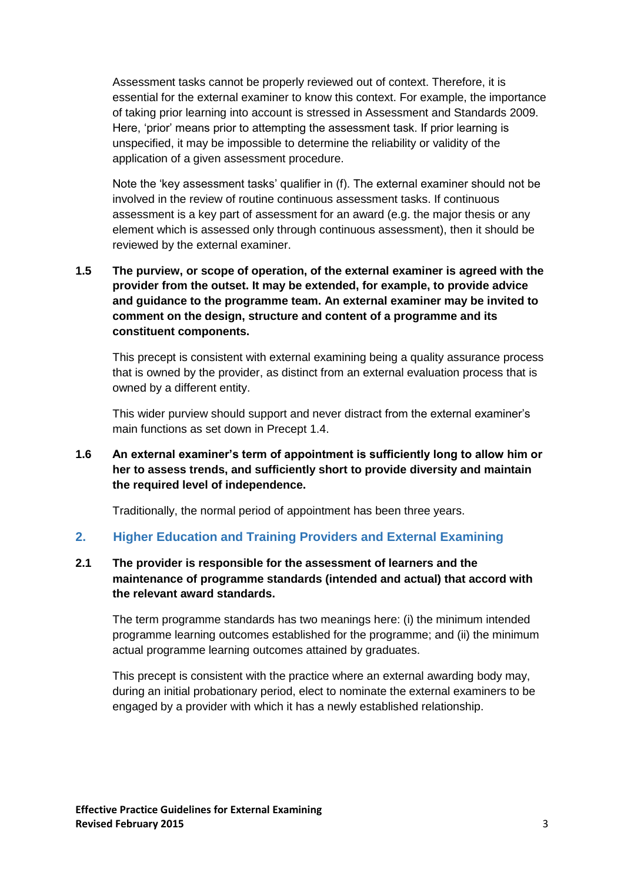Assessment tasks cannot be properly reviewed out of context. Therefore, it is essential for the external examiner to know this context. For example, the importance of taking prior learning into account is stressed in Assessment and Standards 2009. Here, 'prior' means prior to attempting the assessment task. If prior learning is unspecified, it may be impossible to determine the reliability or validity of the application of a given assessment procedure.

Note the 'key assessment tasks' qualifier in (f). The external examiner should not be involved in the review of routine continuous assessment tasks. If continuous assessment is a key part of assessment for an award (e.g. the major thesis or any element which is assessed only through continuous assessment), then it should be reviewed by the external examiner.

**1.5 The purview, or scope of operation, of the external examiner is agreed with the provider from the outset. It may be extended, for example, to provide advice and guidance to the programme team. An external examiner may be invited to comment on the design, structure and content of a programme and its constituent components.**

This precept is consistent with external examining being a quality assurance process that is owned by the provider, as distinct from an external evaluation process that is owned by a different entity.

This wider purview should support and never distract from the external examiner's main functions as set down in Precept 1.4.

**1.6 An external examiner's term of appointment is sufficiently long to allow him or her to assess trends, and sufficiently short to provide diversity and maintain the required level of independence.**

Traditionally, the normal period of appointment has been three years.

## 2. Higher Education and Training Providers and External Examining

**2.1 The provider is responsible for the assessment of learners and the maintenance of programme standards (intended and actual) that accord with the relevant award standards.**

The term programme standards has two meanings here: (i) the minimum intended programme learning outcomes established for the programme; and (ii) the minimum actual programme learning outcomes attained by graduates.

This precept is consistent with the practice where an external awarding body may, during an initial probationary period, elect to nominate the external examiners to be engaged by a provider with which it has a newly established relationship.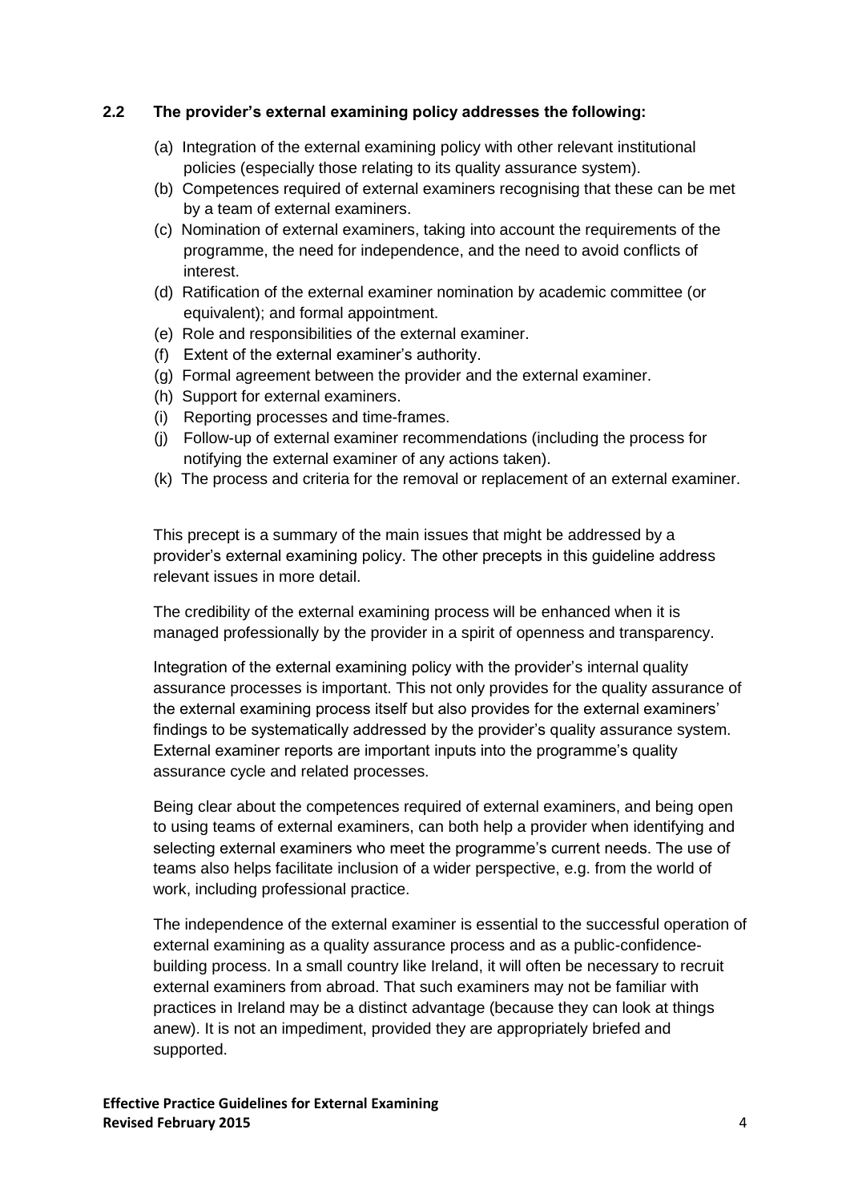### 2.2 The provider's external examining policy addresses the following:

(a) Integration of the external examining policy with other relevant institutional policies (especially those relating to its quality assurance system).
(b) Competences required of external examiners recognising that these can be met by a team of external examiners.
(c) Nomination of external examiners, taking into account the requirements of the programme, the need for independence, and the need to avoid conflicts of interest.
(d) Ratification of the external examiner nomination by academic committee (or equivalent); and formal appointment.
(e) Role and responsibilities of the external examiner.
(f) Extent of the external examiner's authority.
(g) Formal agreement between the provider and the external examiner.
(h) Support for external examiners.
(i) Reporting processes and time-frames.
(j) Follow-up of external examiner recommendations (including the process for notifying the external examiner of any actions taken).
(k) The process and criteria for the removal or replacement of an external examiner.

This precept is a summary of the main issues that might be addressed by a provider's external examining policy. The other precepts in this guideline address relevant issues in more detail.

The credibility of the external examining process will be enhanced when it is managed professionally by the provider in a spirit of openness and transparency.

Integration of the external examining policy with the provider's internal quality assurance processes is important. This not only provides for the quality assurance of the external examining process itself but also provides for the external examiners' findings to be systematically addressed by the provider's quality assurance system. External examiner reports are important inputs into the programme's quality assurance cycle and related processes.

Being clear about the competences required of external examiners, and being open to using teams of external examiners, can both help a provider when identifying and selecting external examiners who meet the programme's current needs. The use of teams also helps facilitate inclusion of a wider perspective, e.g. from the world of work, including professional practice.

The independence of the external examiner is essential to the successful operation of external examining as a quality assurance process and as a public-confidence-building process. In a small country like Ireland, it will often be necessary to recruit external examiners from abroad. That such examiners may not be familiar with practices in Ireland may be a distinct advantage (because they can look at things anew). It is not an impediment, provided they are appropriately briefed and supported.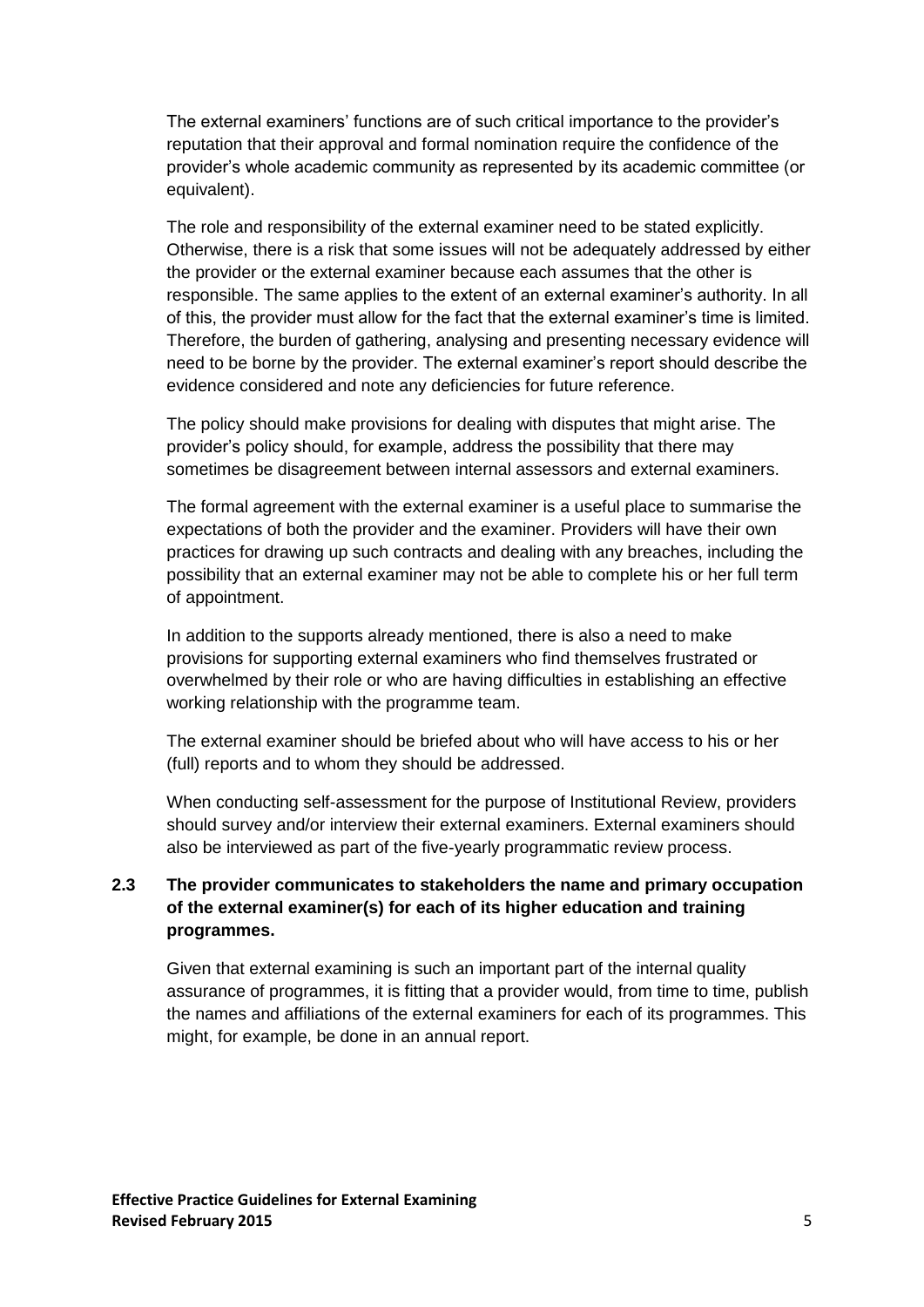The external examiners' functions are of such critical importance to the provider's reputation that their approval and formal nomination require the confidence of the provider's whole academic community as represented by its academic committee (or equivalent).

The role and responsibility of the external examiner need to be stated explicitly. Otherwise, there is a risk that some issues will not be adequately addressed by either the provider or the external examiner because each assumes that the other is responsible. The same applies to the extent of an external examiner's authority. In all of this, the provider must allow for the fact that the external examiner's time is limited. Therefore, the burden of gathering, analysing and presenting necessary evidence will need to be borne by the provider. The external examiner's report should describe the evidence considered and note any deficiencies for future reference.

The policy should make provisions for dealing with disputes that might arise. The provider's policy should, for example, address the possibility that there may sometimes be disagreement between internal assessors and external examiners.

The formal agreement with the external examiner is a useful place to summarise the expectations of both the provider and the examiner. Providers will have their own practices for drawing up such contracts and dealing with any breaches, including the possibility that an external examiner may not be able to complete his or her full term of appointment.

In addition to the supports already mentioned, there is also a need to make provisions for supporting external examiners who find themselves frustrated or overwhelmed by their role or who are having difficulties in establishing an effective working relationship with the programme team.

The external examiner should be briefed about who will have access to his or her (full) reports and to whom they should be addressed.

When conducting self-assessment for the purpose of Institutional Review, providers should survey and/or interview their external examiners. External examiners should also be interviewed as part of the five-yearly programmatic review process.

### 2.3 The provider communicates to stakeholders the name and primary occupation of the external examiner(s) for each of its higher education and training programmes.

Given that external examining is such an important part of the internal quality assurance of programmes, it is fitting that a provider would, from time to time, publish the names and affiliations of the external examiners for each of its programmes. This might, for example, be done in an annual report.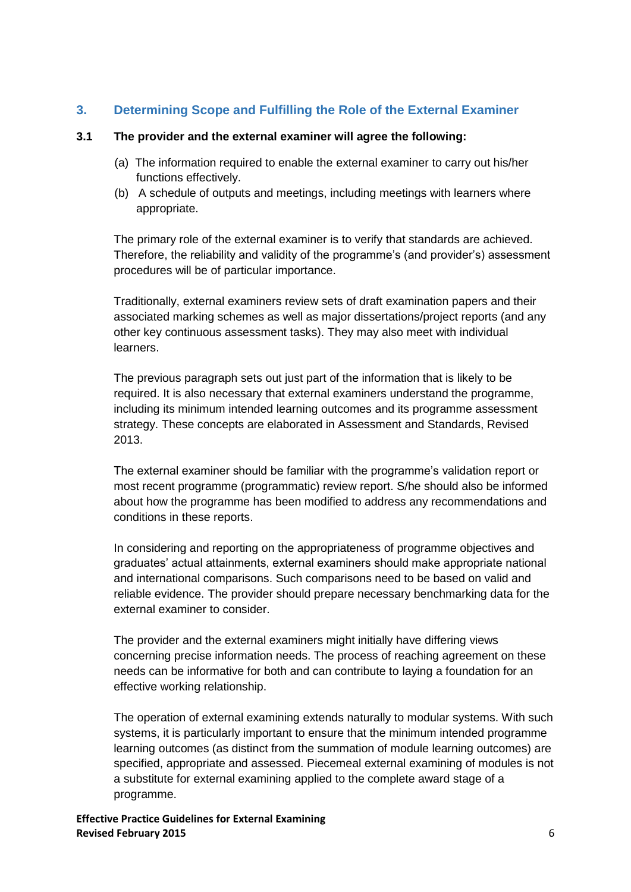## 3. Determining Scope and Fulfilling the Role of the External Examiner

### 3.1 The provider and the external examiner will agree the following:

(a) The information required to enable the external examiner to carry out his/her functions effectively.

(b) A schedule of outputs and meetings, including meetings with learners where appropriate.

The primary role of the external examiner is to verify that standards are achieved. Therefore, the reliability and validity of the programme's (and provider's) assessment procedures will be of particular importance.

Traditionally, external examiners review sets of draft examination papers and their associated marking schemes as well as major dissertations/project reports (and any other key continuous assessment tasks). They may also meet with individual learners.

The previous paragraph sets out just part of the information that is likely to be required. It is also necessary that external examiners understand the programme, including its minimum intended learning outcomes and its programme assessment strategy. These concepts are elaborated in Assessment and Standards, Revised 2013.

The external examiner should be familiar with the programme's validation report or most recent programme (programmatic) review report. S/he should also be informed about how the programme has been modified to address any recommendations and conditions in these reports.

In considering and reporting on the appropriateness of programme objectives and graduates' actual attainments, external examiners should make appropriate national and international comparisons. Such comparisons need to be based on valid and reliable evidence. The provider should prepare necessary benchmarking data for the external examiner to consider.

The provider and the external examiners might initially have differing views concerning precise information needs. The process of reaching agreement on these needs can be informative for both and can contribute to laying a foundation for an effective working relationship.

The operation of external examining extends naturally to modular systems. With such systems, it is particularly important to ensure that the minimum intended programme learning outcomes (as distinct from the summation of module learning outcomes) are specified, appropriate and assessed. Piecemeal external examining of modules is not a substitute for external examining applied to the complete award stage of a programme.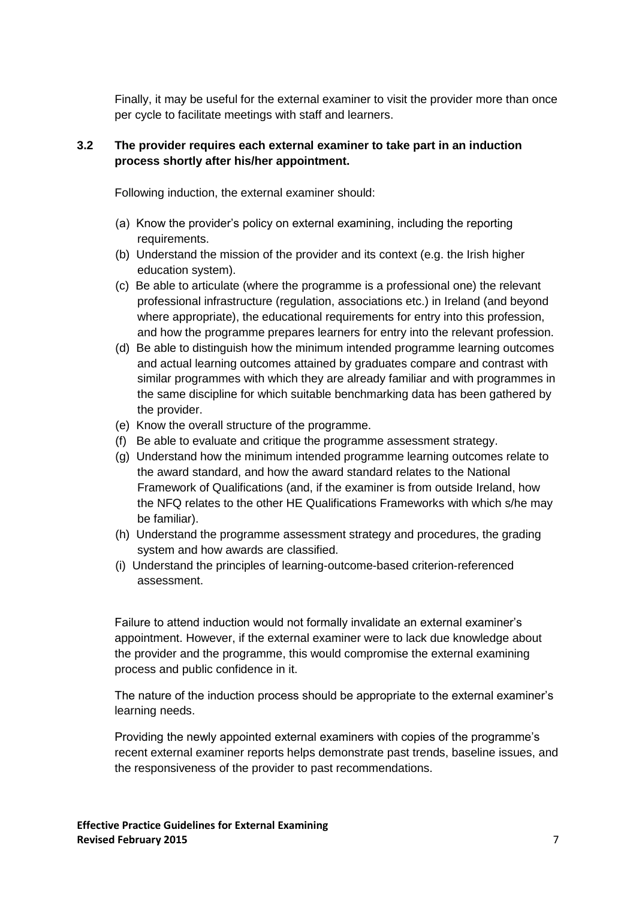Finally, it may be useful for the external examiner to visit the provider more than once per cycle to facilitate meetings with staff and learners.

### 3.2 The provider requires each external examiner to take part in an induction process shortly after his/her appointment.

Following induction, the external examiner should:

(a) Know the provider's policy on external examining, including the reporting requirements.
(b) Understand the mission of the provider and its context (e.g. the Irish higher education system).
(c) Be able to articulate (where the programme is a professional one) the relevant professional infrastructure (regulation, associations etc.) in Ireland (and beyond where appropriate), the educational requirements for entry into this profession, and how the programme prepares learners for entry into the relevant profession.
(d) Be able to distinguish how the minimum intended programme learning outcomes and actual learning outcomes attained by graduates compare and contrast with similar programmes with which they are already familiar and with programmes in the same discipline for which suitable benchmarking data has been gathered by the provider.
(e) Know the overall structure of the programme.
(f) Be able to evaluate and critique the programme assessment strategy.
(g) Understand how the minimum intended programme learning outcomes relate to the award standard, and how the award standard relates to the National Framework of Qualifications (and, if the examiner is from outside Ireland, how the NFQ relates to the other HE Qualifications Frameworks with which s/he may be familiar).
(h) Understand the programme assessment strategy and procedures, the grading system and how awards are classified.
(i) Understand the principles of learning-outcome-based criterion-referenced assessment.

Failure to attend induction would not formally invalidate an external examiner's appointment. However, if the external examiner were to lack due knowledge about the provider and the programme, this would compromise the external examining process and public confidence in it.

The nature of the induction process should be appropriate to the external examiner's learning needs.

Providing the newly appointed external examiners with copies of the programme's recent external examiner reports helps demonstrate past trends, baseline issues, and the responsiveness of the provider to past recommendations.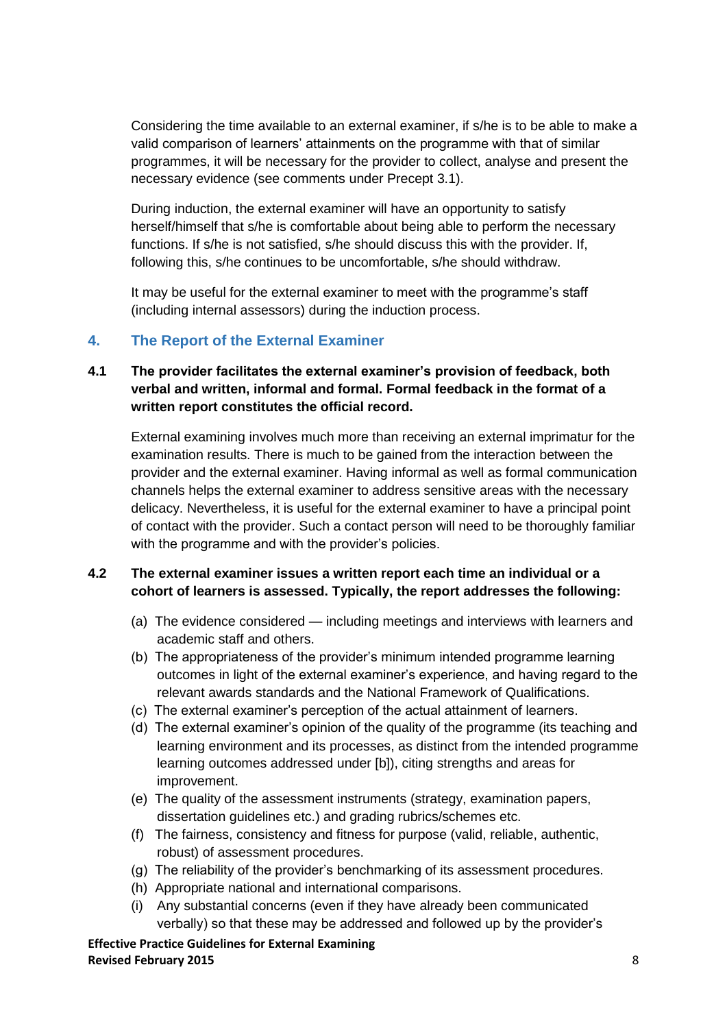Considering the time available to an external examiner, if s/he is to be able to make a valid comparison of learners' attainments on the programme with that of similar programmes, it will be necessary for the provider to collect, analyse and present the necessary evidence (see comments under Precept 3.1).

During induction, the external examiner will have an opportunity to satisfy herself/himself that s/he is comfortable about being able to perform the necessary functions. If s/he is not satisfied, s/he should discuss this with the provider. If, following this, s/he continues to be uncomfortable, s/he should withdraw.

It may be useful for the external examiner to meet with the programme's staff (including internal assessors) during the induction process.

## 4. The Report of the External Examiner

**4.1 The provider facilitates the external examiner's provision of feedback, both verbal and written, informal and formal. Formal feedback in the format of a written report constitutes the official record.**

External examining involves much more than receiving an external imprimatur for the examination results. There is much to be gained from the interaction between the provider and the external examiner. Having informal as well as formal communication channels helps the external examiner to address sensitive areas with the necessary delicacy. Nevertheless, it is useful for the external examiner to have a principal point of contact with the provider. Such a contact person will need to be thoroughly familiar with the programme and with the provider's policies.

**4.2 The external examiner issues a written report each time an individual or a cohort of learners is assessed. Typically, the report addresses the following:**

(a) The evidence considered — including meetings and interviews with learners and academic staff and others.
(b) The appropriateness of the provider's minimum intended programme learning outcomes in light of the external examiner's experience, and having regard to the relevant awards standards and the National Framework of Qualifications.
(c) The external examiner's perception of the actual attainment of learners.
(d) The external examiner's opinion of the quality of the programme (its teaching and learning environment and its processes, as distinct from the intended programme learning outcomes addressed under [b]), citing strengths and areas for improvement.
(e) The quality of the assessment instruments (strategy, examination papers, dissertation guidelines etc.) and grading rubrics/schemes etc.
(f) The fairness, consistency and fitness for purpose (valid, reliable, authentic, robust) of assessment procedures.
(g) The reliability of the provider's benchmarking of its assessment procedures.
(h) Appropriate national and international comparisons.
(i) Any substantial concerns (even if they have already been communicated verbally) so that these may be addressed and followed up by the provider's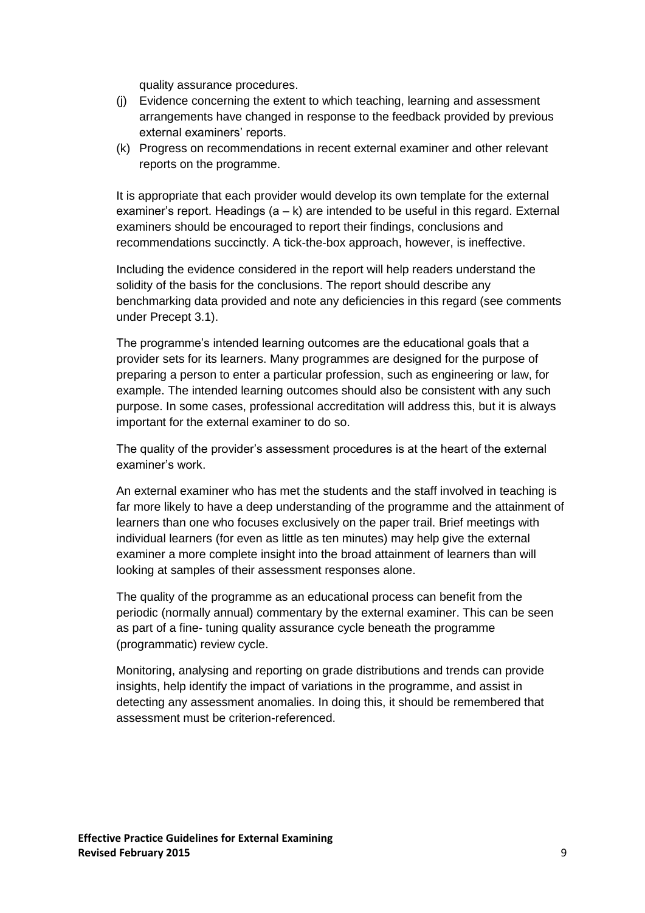quality assurance procedures.

(j) Evidence concerning the extent to which teaching, learning and assessment arrangements have changed in response to the feedback provided by previous external examiners' reports.

(k) Progress on recommendations in recent external examiner and other relevant reports on the programme.

It is appropriate that each provider would develop its own template for the external examiner's report. Headings (a – k) are intended to be useful in this regard. External examiners should be encouraged to report their findings, conclusions and recommendations succinctly. A tick-the-box approach, however, is ineffective.

Including the evidence considered in the report will help readers understand the solidity of the basis for the conclusions. The report should describe any benchmarking data provided and note any deficiencies in this regard (see comments under Precept 3.1).

The programme's intended learning outcomes are the educational goals that a provider sets for its learners. Many programmes are designed for the purpose of preparing a person to enter a particular profession, such as engineering or law, for example. The intended learning outcomes should also be consistent with any such purpose. In some cases, professional accreditation will address this, but it is always important for the external examiner to do so.

The quality of the provider's assessment procedures is at the heart of the external examiner's work.

An external examiner who has met the students and the staff involved in teaching is far more likely to have a deep understanding of the programme and the attainment of learners than one who focuses exclusively on the paper trail. Brief meetings with individual learners (for even as little as ten minutes) may help give the external examiner a more complete insight into the broad attainment of learners than will looking at samples of their assessment responses alone.

The quality of the programme as an educational process can benefit from the periodic (normally annual) commentary by the external examiner. This can be seen as part of a fine- tuning quality assurance cycle beneath the programme (programmatic) review cycle.

Monitoring, analysing and reporting on grade distributions and trends can provide insights, help identify the impact of variations in the programme, and assist in detecting any assessment anomalies. In doing this, it should be remembered that assessment must be criterion-referenced.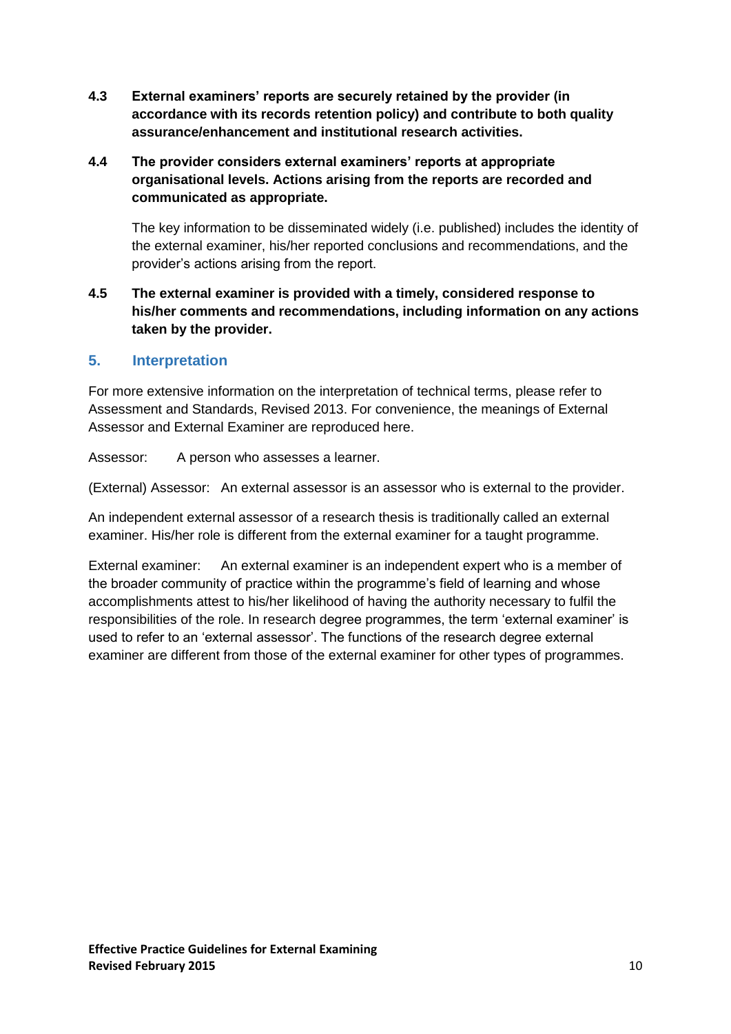**4.3 External examiners' reports are securely retained by the provider (in accordance with its records retention policy) and contribute to both quality assurance/enhancement and institutional research activities.**

**4.4 The provider considers external examiners' reports at appropriate organisational levels. Actions arising from the reports are recorded and communicated as appropriate.**

The key information to be disseminated widely (i.e. published) includes the identity of the external examiner, his/her reported conclusions and recommendations, and the provider's actions arising from the report.

**4.5 The external examiner is provided with a timely, considered response to his/her comments and recommendations, including information on any actions taken by the provider.**

## 5. Interpretation

For more extensive information on the interpretation of technical terms, please refer to Assessment and Standards, Revised 2013. For convenience, the meanings of External Assessor and External Examiner are reproduced here.

Assessor: A person who assesses a learner.

(External) Assessor: An external assessor is an assessor who is external to the provider.

An independent external assessor of a research thesis is traditionally called an external examiner. His/her role is different from the external examiner for a taught programme.

External examiner: An external examiner is an independent expert who is a member of the broader community of practice within the programme's field of learning and whose accomplishments attest to his/her likelihood of having the authority necessary to fulfil the responsibilities of the role. In research degree programmes, the term 'external examiner' is used to refer to an 'external assessor'. The functions of the research degree external examiner are different from those of the external examiner for other types of programmes.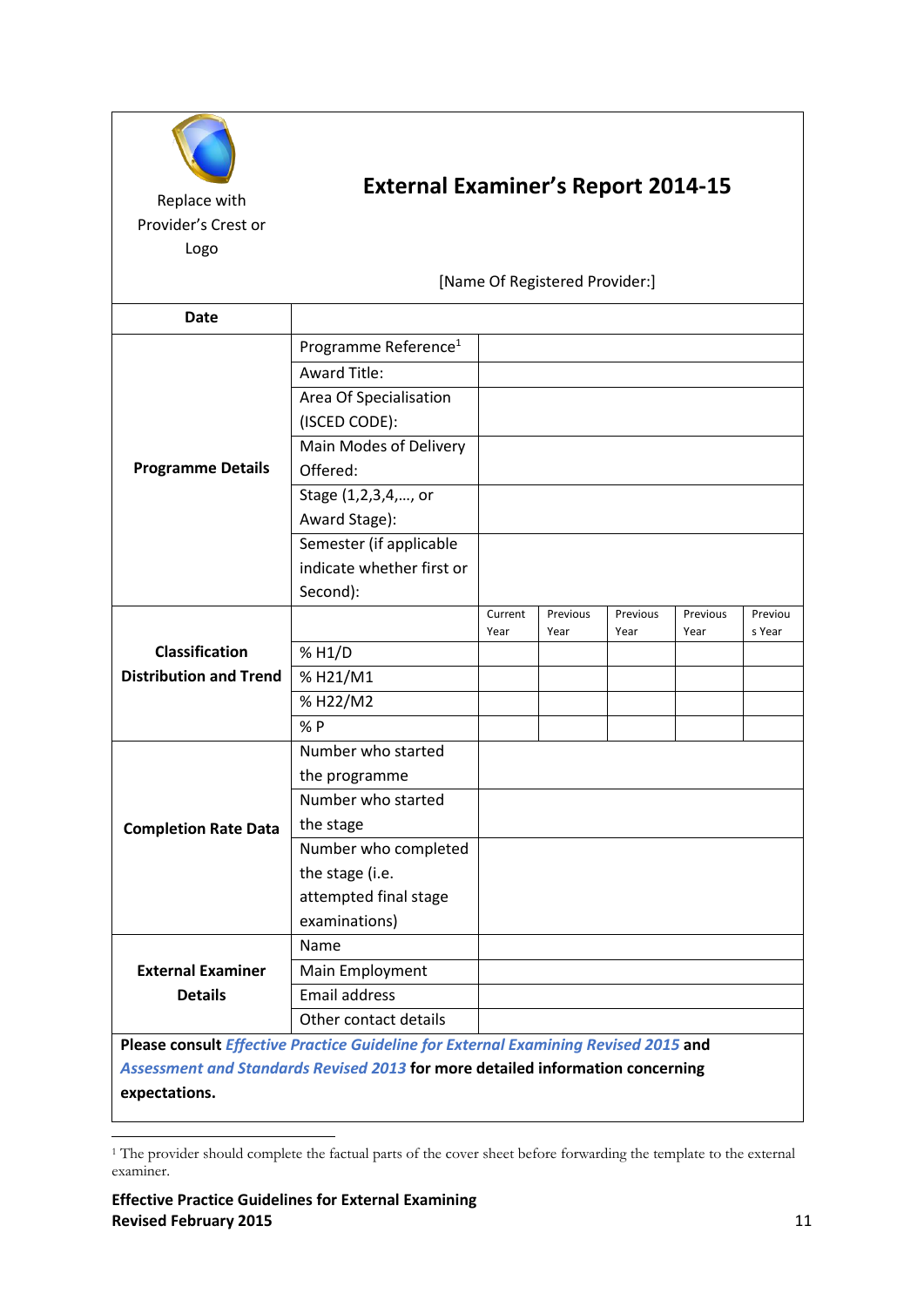Replace with Provider's Crest or Logo

# External Examiner's Report 2014-15

[Name Of Registered Provider:]

| **Date** | | | | | | |
|---|---|---|---|---|---|---|
| **Programme Details** | Programme Reference[1] | | | | | |
| | Award Title: | | | | | |
| | Area Of Specialisation (ISCED CODE): | | | | | |
| | Main Modes of Delivery Offered: | | | | | |
| | Stage (1,2,3,4,…, or Award Stage): | | | | | |
| | Semester (if applicable indicate whether first or Second): | | | | | |
| **Classification Distribution and Trend** | | Current Year | Previous Year | Previous Year | Previous Year | Previous Year |
| | % H1/D | | | | | |
| | % H21/M1 | | | | | |
| | % H22/M2 | | | | | |
| | % P | | | | | |
| **Completion Rate Data** | Number who started the programme | | | | | |
| | Number who started the stage | | | | | |
| | Number who completed the stage (i.e. attempted final stage examinations) | | | | | |
| **External Examiner Details** | Name | | | | | |
| | Main Employment | | | | | |
| | Email address | | | | | |
| | Other contact details | | | | | |

**Please consult *Effective Practice Guideline for External Examining Revised 2015* and *Assessment and Standards Revised 2013* for more detailed information concerning expectations.**

[1] The provider should complete the factual parts of the cover sheet before forwarding the template to the external examiner.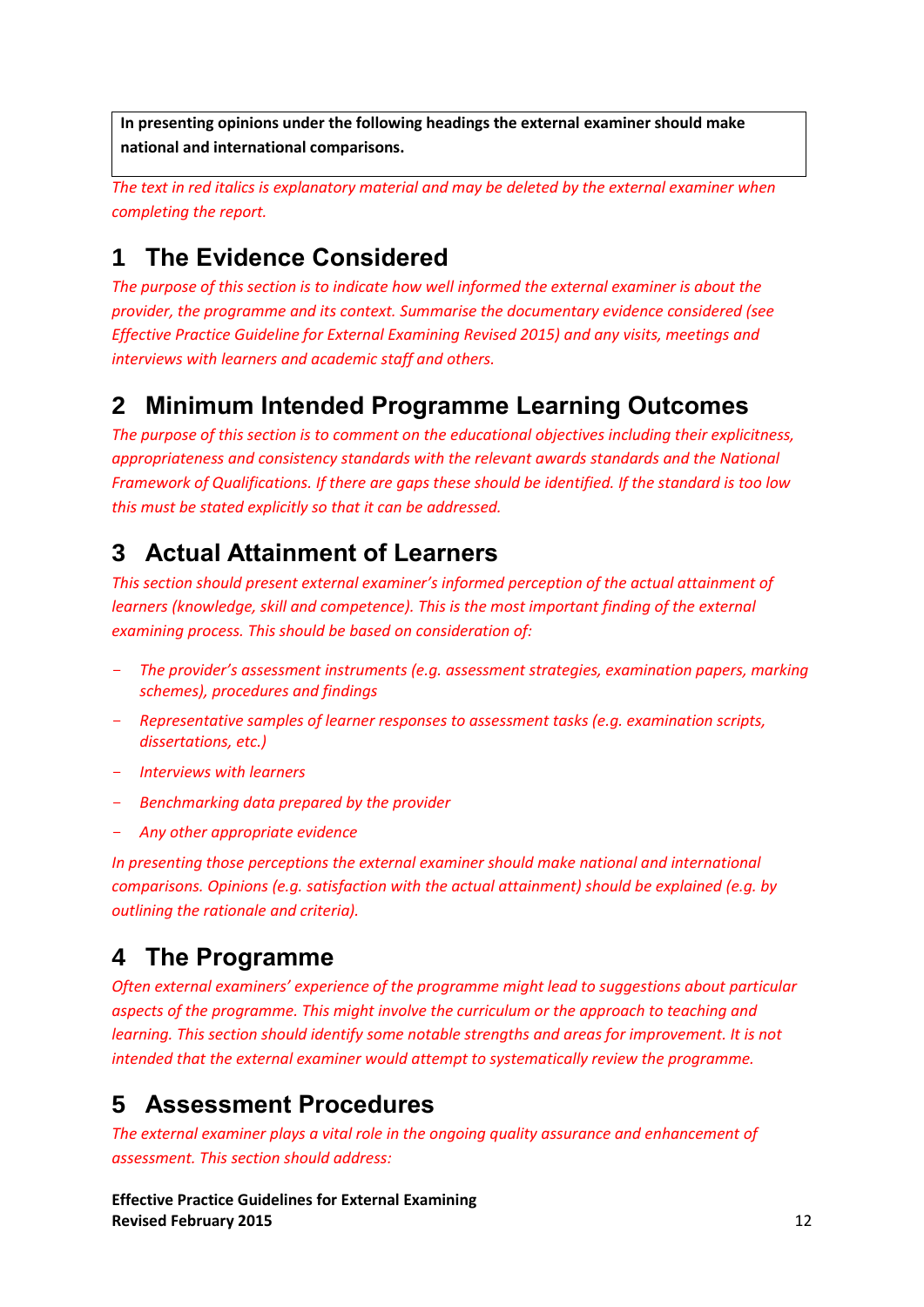**In presenting opinions under the following headings the external examiner should make national and international comparisons.**

*The text in red italics is explanatory material and may be deleted by the external examiner when completing the report.*

## 1 The Evidence Considered

*The purpose of this section is to indicate how well informed the external examiner is about the provider, the programme and its context. Summarise the documentary evidence considered (see Effective Practice Guideline for External Examining Revised 2015) and any visits, meetings and interviews with learners and academic staff and others.*

## 2 Minimum Intended Programme Learning Outcomes

*The purpose of this section is to comment on the educational objectives including their explicitness, appropriateness and consistency standards with the relevant awards standards and the National Framework of Qualifications. If there are gaps these should be identified. If the standard is too low this must be stated explicitly so that it can be addressed.*

## 3 Actual Attainment of Learners

*This section should present external examiner's informed perception of the actual attainment of learners (knowledge, skill and competence). This is the most important finding of the external examining process. This should be based on consideration of:*

- *The provider's assessment instruments (e.g. assessment strategies, examination papers, marking schemes), procedures and findings*
- *Representative samples of learner responses to assessment tasks (e.g. examination scripts, dissertations, etc.)*
- *Interviews with learners*
- *Benchmarking data prepared by the provider*
- *Any other appropriate evidence*

*In presenting those perceptions the external examiner should make national and international comparisons. Opinions (e.g. satisfaction with the actual attainment) should be explained (e.g. by outlining the rationale and criteria).*

## 4 The Programme

*Often external examiners' experience of the programme might lead to suggestions about particular aspects of the programme. This might involve the curriculum or the approach to teaching and learning. This section should identify some notable strengths and areas for improvement. It is not intended that the external examiner would attempt to systematically review the programme.*

## 5 Assessment Procedures

*The external examiner plays a vital role in the ongoing quality assurance and enhancement of assessment. This section should address:*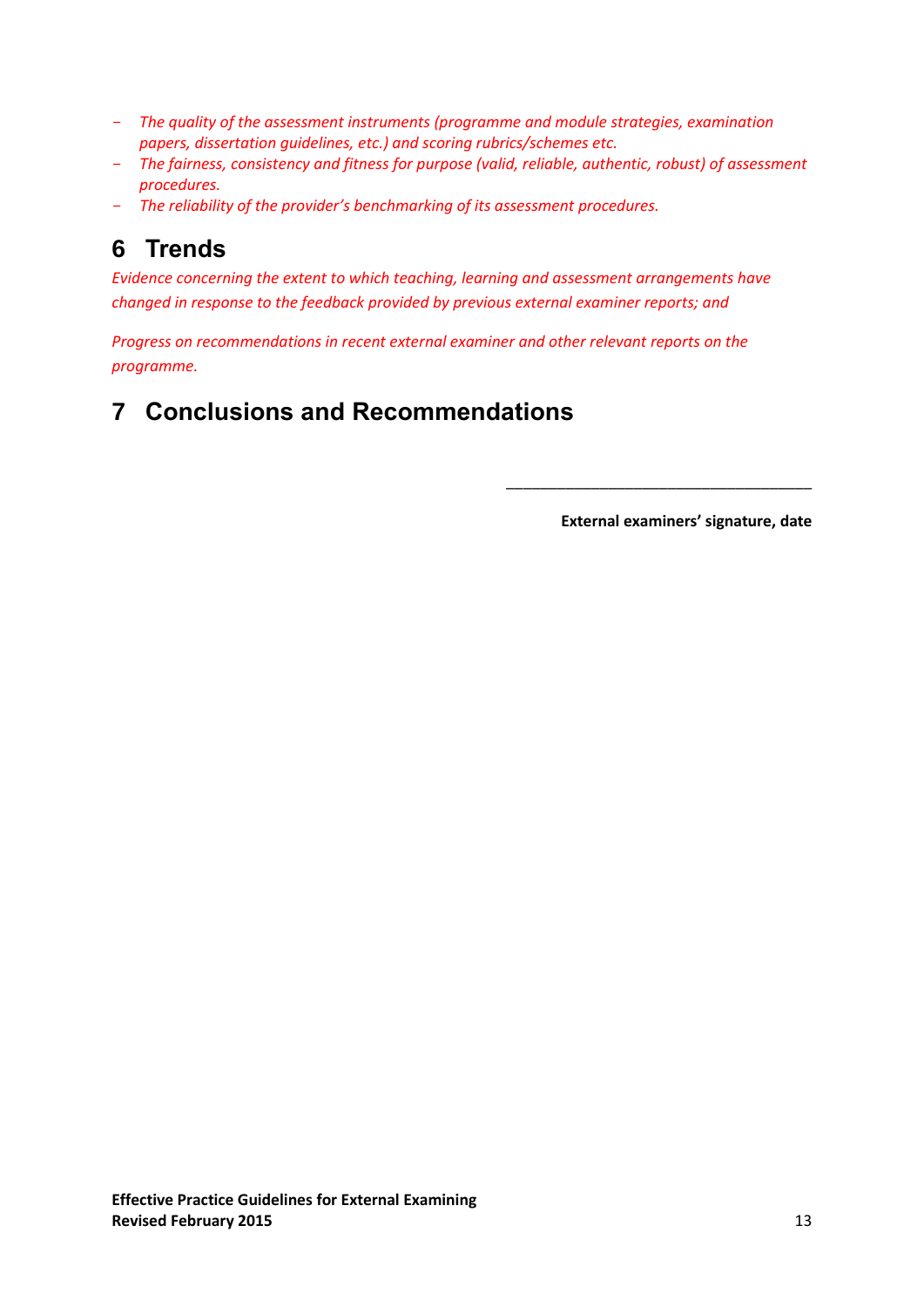- *The quality of the assessment instruments (programme and module strategies, examination papers, dissertation guidelines, etc.) and scoring rubrics/schemes etc.*
- *The fairness, consistency and fitness for purpose (valid, reliable, authentic, robust) of assessment procedures.*
- *The reliability of the provider's benchmarking of its assessment procedures.*

# 6 Trends

*Evidence concerning the extent to which teaching, learning and assessment arrangements have changed in response to the feedback provided by previous external examiner reports; and*

*Progress on recommendations in recent external examiner and other relevant reports on the programme.*

# 7 Conclusions and Recommendations

\_\_\_\_\_\_\_\_\_\_\_\_\_\_\_\_\_\_\_\_\_\_\_\_\_\_\_\_\_\_\_\_\_\_\_\_

**External examiners' signature, date**